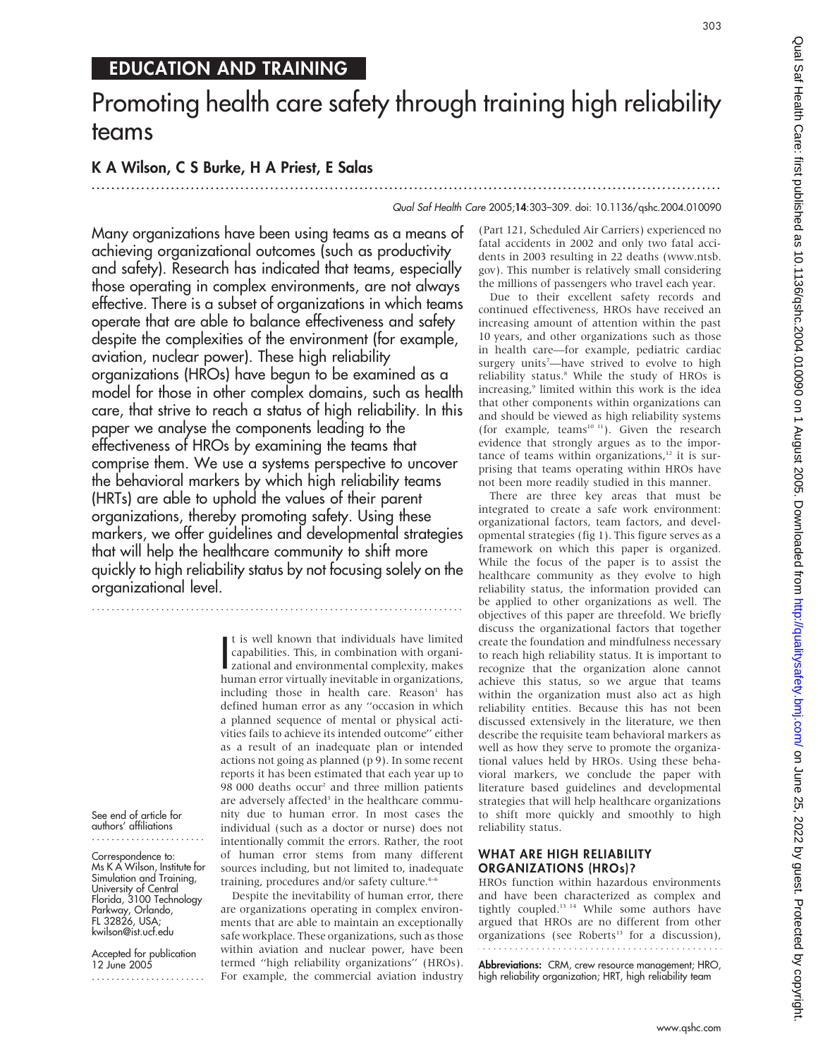# EDUCATION AND TRAINING

# Promoting health care safety through training high reliability teams

## K A Wilson, C S Burke, H A Priest, E Salas

Many organizations have been using teams as a means of achieving organizational outcomes (such as productivity and safety). Research has indicated that teams, especially those operating in complex environments, are not always effective. There is a subset of organizations in which teams operate that are able to balance effectiveness and safety despite the complexities of the environment (for example, aviation, nuclear power). These high reliability organizations (HROs) have begun to be examined as a model for those in other complex domains, such as health care, that strive to reach a status of high reliability. In this paper we analyse the components leading to the effectiveness of HROs by examining the teams that comprise them. We use a systems perspective to uncover the behavioral markers by which high reliability teams (HRTs) are able to uphold the values of their parent organizations, thereby promoting safety. Using these markers, we offer guidelines and developmental strategies that will help the healthcare community to shift more quickly to high reliability status by not focusing solely on the organizational level.

See end of article for authors' affiliations

Correspondence to: Ms K A Wilson, Institute for Simulation and Training, University of Central Florida, 3100 Technology Parkway, Orlando, FL 32826, USA; kwilson@ist.ucf.edu

Accepted for publication 12 June 2005

It is well known that individuals have limited capabilities. This, in combination with organizational and environmental complexity, makes human error virtually inevitable in organizations, including those in health care. Reason[1] has defined human error as any "occasion in which a planned sequence of mental or physical activities fails to achieve its intended outcome" either as a result of an inadequate plan or intended actions not going as planned (p 9). In some recent reports it has been estimated that each year up to 98 000 deaths occur[2] and three million patients are adversely affected[3] in the healthcare community due to human error. In most cases the individual (such as a doctor or nurse) does not intentionally commit the errors. Rather, the root of human error stems from many different sources including, but not limited to, inadequate training, procedures and/or safety culture.[4–6]

Despite the inevitability of human error, there are organizations operating in complex environments that are able to maintain an exceptionally safe workplace. These organizations, such as those within aviation and nuclear power, have been termed "high reliability organizations" (HROs). For example, the commercial aviation industry (Part 121, Scheduled Air Carriers) experienced no fatal accidents in 2002 and only two fatal accidents in 2003 resulting in 22 deaths (www.ntsb.gov). This number is relatively small considering the millions of passengers who travel each year.

Due to their excellent safety records and continued effectiveness, HROs have received an increasing amount of attention within the past 10 years, and other organizations such as those in health care—for example, pediatric cardiac surgery units[7]—have strived to evolve to high reliability status.[8] While the study of HROs is increasing,[9] limited within this work is the idea that other components within organizations can and should be viewed as high reliability systems (for example, teams[10 11]). Given the research evidence that strongly argues as to the importance of teams within organizations,[12] it is surprising that teams operating within HROs have not been more readily studied in this manner.

There are three key areas that must be integrated to create a safe work environment: organizational factors, team factors, and developmental strategies (fig 1). This figure serves as a framework on which this paper is organized. While the focus of the paper is to assist the healthcare community as they evolve to high reliability status, the information provided can be applied to other organizations as well. The objectives of this paper are threefold. We briefly discuss the organizational factors that together create the foundation and mindfulness necessary to reach high reliability status. It is important to recognize that the organization alone cannot achieve this status, so we argue that teams within the organization must also act as high reliability entities. Because this has not been discussed extensively in the literature, we then describe the requisite team behavioral markers as well as how they serve to promote the organizational values held by HROs. Using these behavioral markers, we conclude the paper with literature based guidelines and developmental strategies that will help healthcare organizations to shift more quickly and smoothly to high reliability status.

## WHAT ARE HIGH RELIABILITY ORGANIZATIONS (HROs)?

HROs function within hazardous environments and have been characterized as complex and tightly coupled.[13 14] While some authors have argued that HROs are no different from other organizations (see Roberts[13] for a discussion),

**Abbreviations:** CRM, crew resource management; HRO, high reliability organization; HRT, high reliability team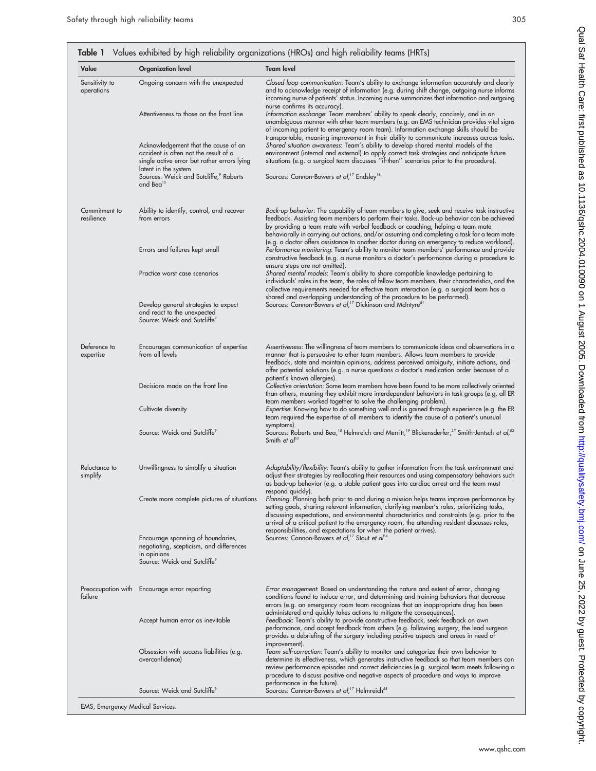**Table 1** Values exhibited by high reliability organizations (HROs) and high reliability teams (HRTs)

| Value | Organization level | Team level |
|---|---|---|
| Sensitivity to operations | Ongoing concern with the unexpected | *Closed loop communication*: Team's ability to exchange information accurately and clearly and to acknowledge receipt of information (e.g. during shift change, outgoing nurse informs incoming nurse of patients' status. Incoming nurse summarizes that information and outgoing nurse confirms its accuracy). |
| | Attentiveness to those on the front line | *Information exchange*: Team members' ability to speak clearly, concisely, and in an unambiguous manner with other team members (e.g. an EMS technician provides vital signs of incoming patient to emergency room team). Information exchange skills should be transportable, meaning improvement in their ability to communicate increases across tasks. |
| | Acknowledgement that the cause of an accident is often not the result of a single active error but rather errors lying latent in the system | *Shared situation awareness*: Team's ability to develop shared mental models of the environment (internal and external) to apply correct task strategies and anticipate future situations (e.g. a surgical team discusses "if-then" scenarios prior to the procedure). |
| | Sources: Weick and Sutcliffe,[9] Roberts and Bea[15] | Sources: Cannon-Bowers *et al*,[17] Endsley[18] |
| Commitment to resilience | Ability to identify, control, and recover from errors | *Back-up behavior*: The capability of team members to give, seek and receive task instructive feedback. Assisting team members to perform their tasks. Back-up behavior can be achieved by providing a team mate with verbal feedback or coaching, helping a team mate behaviorally in carrying out actions, and/or assuming and completing a task for a team mate (e.g. a doctor offers assistance to another doctor during an emergency to reduce workload). |
| | Errors and failures kept small | *Performance monitoring*: Team's ability to monitor team members' performance and provide constructive feedback (e.g. a nurse monitors a doctor's performance during a procedure to ensure steps are not omitted). |
| | Practice worst case scenarios | *Shared mental models*: Team's ability to share compatible knowledge pertaining to individuals' roles in the team, the roles of fellow team members, their characteristics, and the collective requirements needed for effective team interaction (e.g. a surgical team has a shared and overlapping understanding of the procedure to be performed). |
| | Develop general strategies to expect and react to the unexpected Source: Weick and Sutcliffe[9] | Sources: Cannon-Bowers *et al*,[17] Dickinson and McIntyre[51] |
| Deference to expertise | Encourages communication of expertise from all levels | *Assertiveness*: The willingness of team members to communicate ideas and observations in a manner that is persuasive to other team members. Allows team members to provide feedback, state and maintain opinions, address perceived ambiguity, initiate actions, and offer potential solutions (e.g. a nurse questions a doctor's medication order because of a patient's known allergies). |
| | Decisions made on the front line | *Collective orientation*: Some team members have been found to be more collectively oriented than others, meaning they exhibit more interdependent behaviors in task groups (e.g. all ER team members worked together to solve the challenging problem). |
| | Cultivate diversity | *Expertise*: Knowing how to do something well and is gained through experience (e.g. the ER team required the expertise of all members to identify the cause of a patient's unusual symptoms). |
| | Source: Weick and Sutcliffe[9] | Sources: Roberts and Bea,[15] Helmreich and Merritt,[19] Blickensderfer,[27] Smith-Jentsch *et al*,[52] Smith *et al*[53] |
| Reluctance to simplify | Unwillingness to simplify a situation | *Adaptability/flexibility*: Team's ability to gather information from the task environment and adjust their strategies by reallocating their resources and using compensatory behaviors such as back-up behavior (e.g. a stable patient goes into cardiac arrest and the team must respond quickly). |
| | Create more complete pictures of situations | *Planning*: Planning both prior to and during a mission helps teams improve performance by setting goals, sharing relevant information, clarifying member's roles, prioritizing tasks, discussing expectations, and environmental characteristics and constraints (e.g. prior to the arrival of a critical patient to the emergency room, the attending resident discusses roles, responsibilities, and expectations for when the patient arrives). |
| | Encourage spanning of boundaries, negotiating, scepticism, and differences in opinions Source: Weick and Sutcliffe[9] | Sources: Cannon-Bowers *et al*,[17] Stout *et al*[54] |
| Preoccupation with failure | Encourage error reporting | *Error management*: Based on understanding the nature and extent of error, changing conditions found to induce error, and determining and training behaviors that decrease errors (e.g. an emergency room team recognizes that an inappropriate drug has been administered and quickly takes actions to mitigate the consequences). |
| | Accept human error as inevitable | *Feedback*: Team's ability to provide constructive feedback, seek feedback on own performance, and accept feedback from others (e.g. following surgery, the lead surgeon provides a debriefing of the surgery including positive aspects and areas in need of improvement). |
| | Obsession with success liabilities (e.g. overconfidence) | *Team self-correction*: Team's ability to monitor and categorize their own behavior to determine its effectiveness, which generates instructive feedback so that team members can review performance episodes and correct deficiencies (e.g. surgical team meets following a procedure to discuss positive and negative aspects of procedure and ways to improve performance in the future). |
| | Source: Weick and Sutcliffe[9] | Sources: Cannon-Bowers *et al*,[17] Helmreich[55] |

EMS, Emergency Medical Services.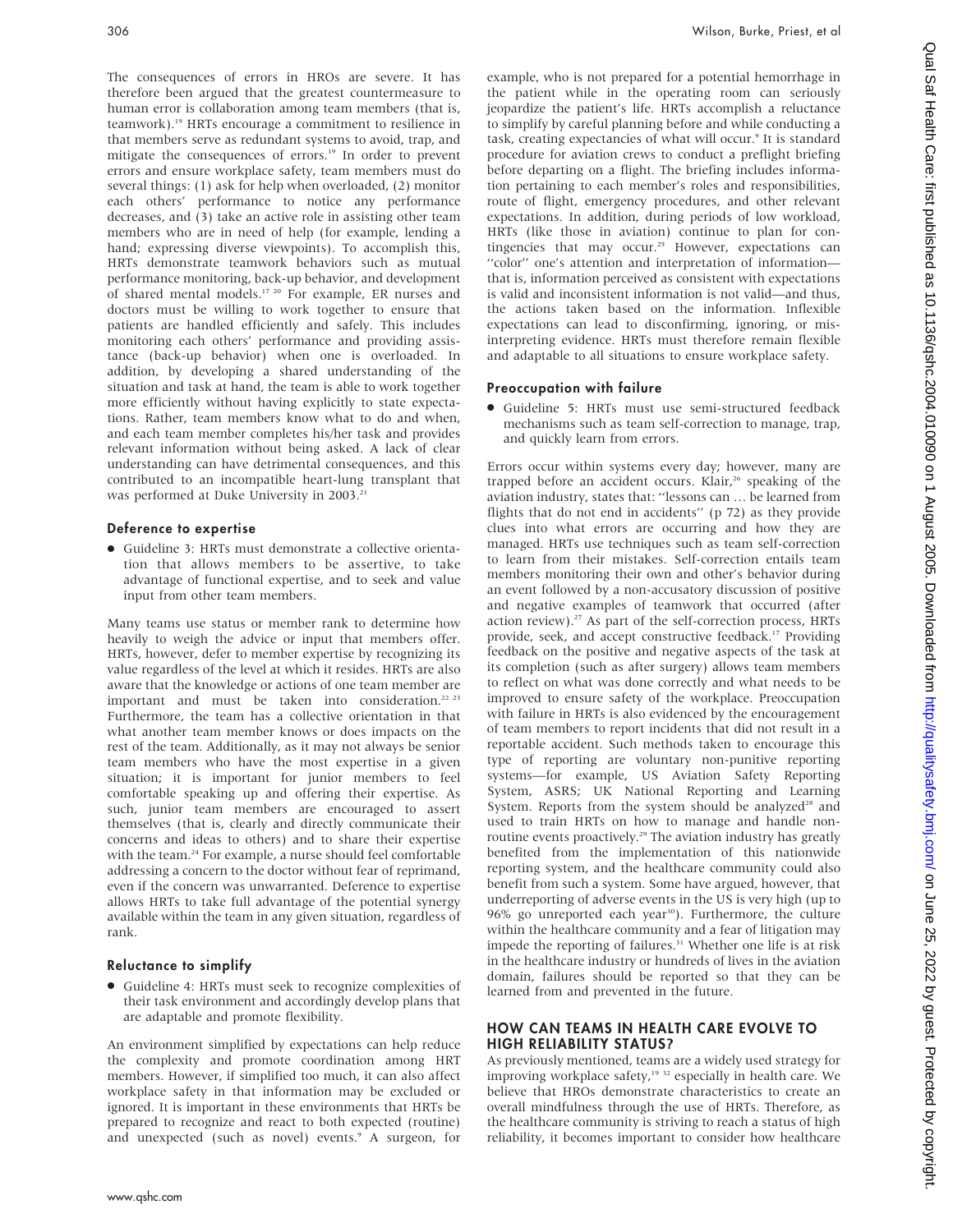The consequences of errors in HROs are severe. It has therefore been argued that the greatest countermeasure to human error is collaboration among team members (that is, teamwork).[19] HRTs encourage a commitment to resilience in that members serve as redundant systems to avoid, trap, and mitigate the consequences of errors.[19] In order to prevent errors and ensure workplace safety, team members must do several things: (1) ask for help when overloaded, (2) monitor each others' performance to notice any performance decreases, and (3) take an active role in assisting other team members who are in need of help (for example, lending a hand; expressing diverse viewpoints). To accomplish this, HRTs demonstrate teamwork behaviors such as mutual performance monitoring, back-up behavior, and development of shared mental models.[17,20] For example, ER nurses and doctors must be willing to work together to ensure that patients are handled efficiently and safely. This includes monitoring each others' performance and providing assistance (back-up behavior) when one is overloaded. In addition, by developing a shared understanding of the situation and task at hand, the team is able to work together more efficiently without having explicitly to state expectations. Rather, team members know what to do and when, and each team member completes his/her task and provides relevant information without being asked. A lack of clear understanding can have detrimental consequences, and this contributed to an incompatible heart-lung transplant that was performed at Duke University in 2003.[21]

### Deference to expertise

- Guideline 3: HRTs must demonstrate a collective orientation that allows members to be assertive, to take advantage of functional expertise, and to seek and value input from other team members.

Many teams use status or member rank to determine how heavily to weigh the advice or input that members offer. HRTs, however, defer to member expertise by recognizing its value regardless of the level at which it resides. HRTs are also aware that the knowledge or actions of one team member are important and must be taken into consideration.[22,23] Furthermore, the team has a collective orientation in that what another team member knows or does impacts on the rest of the team. Additionally, as it may not always be senior team members who have the most expertise in a given situation; it is important for junior members to feel comfortable speaking up and offering their expertise. As such, junior team members are encouraged to assert themselves (that is, clearly and directly communicate their concerns and ideas to others) and to share their expertise with the team.[24] For example, a nurse should feel comfortable addressing a concern to the doctor without fear of reprimand, even if the concern was unwarranted. Deference to expertise allows HRTs to take full advantage of the potential synergy available within the team in any given situation, regardless of rank.

### Reluctance to simplify

- Guideline 4: HRTs must seek to recognize complexities of their task environment and accordingly develop plans that are adaptable and promote flexibility.

An environment simplified by expectations can help reduce the complexity and promote coordination among HRT members. However, if simplified too much, it can also affect workplace safety in that information may be excluded or ignored. It is important in these environments that HRTs be prepared to recognize and react to both expected (routine) and unexpected (such as novel) events.[9] A surgeon, for example, who is not prepared for a potential hemorrhage in the patient while in the operating room can seriously jeopardize the patient's life. HRTs accomplish a reluctance to simplify by careful planning before and while conducting a task, creating expectancies of what will occur.[9] It is standard procedure for aviation crews to conduct a preflight briefing before departing on a flight. The briefing includes information pertaining to each member's roles and responsibilities, route of flight, emergency procedures, and other relevant expectations. In addition, during periods of low workload, HRTs (like those in aviation) continue to plan for contingencies that may occur.[25] However, expectations can "color" one's attention and interpretation of information—that is, information perceived as consistent with expectations is valid and inconsistent information is not valid—and thus, the actions taken based on the information. Inflexible expectations can lead to disconfirming, ignoring, or misinterpreting evidence. HRTs must therefore remain flexible and adaptable to all situations to ensure workplace safety.

### Preoccupation with failure

- Guideline 5: HRTs must use semi-structured feedback mechanisms such as team self-correction to manage, trap, and quickly learn from errors.

Errors occur within systems every day; however, many are trapped before an accident occurs. Klair,[26] speaking of the aviation industry, states that: "lessons can … be learned from flights that do not end in accidents" (p 72) as they provide clues into what errors are occurring and how they are managed. HRTs use techniques such as team self-correction to learn from their mistakes. Self-correction entails team members monitoring their own and other's behavior during an event followed by a non-accusatory discussion of positive and negative examples of teamwork that occurred (after action review).[27] As part of the self-correction process, HRTs provide, seek, and accept constructive feedback.[17] Providing feedback on the positive and negative aspects of the task at its completion (such as after surgery) allows team members to reflect on what was done correctly and what needs to be improved to ensure safety of the workplace. Preoccupation with failure in HRTs is also evidenced by the encouragement of team members to report incidents that did not result in a reportable accident. Such methods taken to encourage this type of reporting are voluntary non-punitive reporting systems—for example, US Aviation Safety Reporting System, ASRS; UK National Reporting and Learning System. Reports from the system should be analyzed[28] and used to train HRTs on how to manage and handle non-routine events proactively.[29] The aviation industry has greatly benefited from the implementation of this nationwide reporting system, and the healthcare community could also benefit from such a system. Some have argued, however, that underreporting of adverse events in the US is very high (up to 96% go unreported each year[30]). Furthermore, the culture within the healthcare community and a fear of litigation may impede the reporting of failures.[31] Whether one life is at risk in the healthcare industry or hundreds of lives in the aviation domain, failures should be reported so that they can be learned from and prevented in the future.

## HOW CAN TEAMS IN HEALTH CARE EVOLVE TO HIGH RELIABILITY STATUS?

As previously mentioned, teams are a widely used strategy for improving workplace safety,[19,32] especially in health care. We believe that HROs demonstrate characteristics to create an overall mindfulness through the use of HRTs. Therefore, as the healthcare community is striving to reach a status of high reliability, it becomes important to consider how healthcare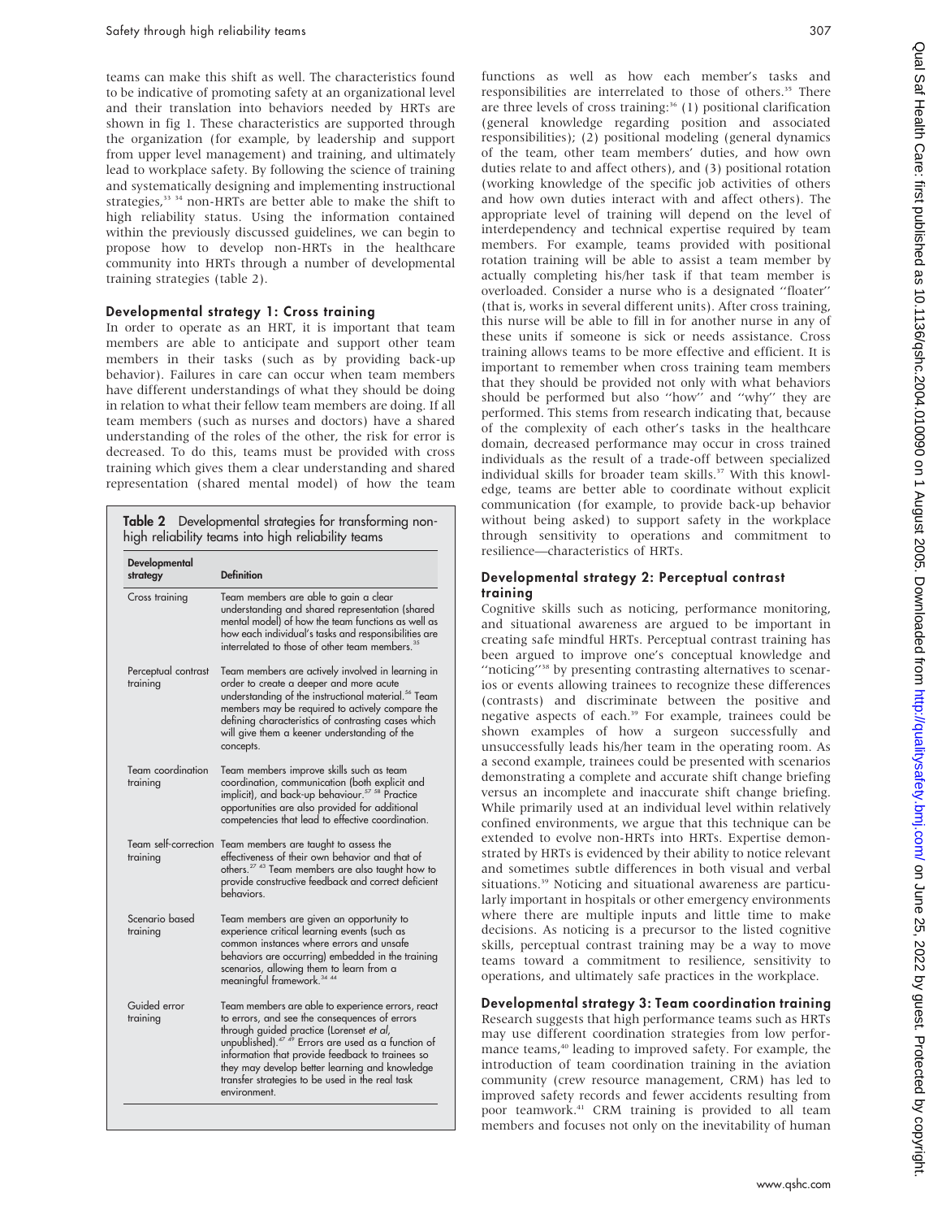teams can make this shift as well. The characteristics found to be indicative of promoting safety at an organizational level and their translation into behaviors needed by HRTs are shown in fig 1. These characteristics are supported through the organization (for example, by leadership and support from upper level management) and training, and ultimately lead to workplace safety. By following the science of training and systematically designing and implementing instructional strategies,[33 34] non-HRTs are better able to make the shift to high reliability status. Using the information contained within the previously discussed guidelines, we can begin to propose how to develop non-HRTs in the healthcare community into HRTs through a number of developmental training strategies (table 2).

### Developmental strategy 1: Cross training

In order to operate as an HRT, it is important that team members are able to anticipate and support other team members in their tasks (such as by providing back-up behavior). Failures in care can occur when team members have different understandings of what they should be doing in relation to what their fellow team members are doing. If all team members (such as nurses and doctors) have a shared understanding of the roles of the other, the risk for error is decreased. To do this, teams must be provided with cross training which gives them a clear understanding and shared representation (shared mental model) of how the team functions as well as how each member's tasks and responsibilities are interrelated to those of others.[35] There are three levels of cross training:[36] (1) positional clarification (general knowledge regarding position and associated responsibilities); (2) positional modeling (general dynamics of the team, other team members' duties, and how own duties relate to and affect others), and (3) positional rotation (working knowledge of the specific job activities of others and how own duties interact with and affect others). The appropriate level of training will depend on the level of interdependency and technical expertise required by team members. For example, teams provided with positional rotation training will be able to assist a team member by actually completing his/her task if that team member is overloaded. Consider a nurse who is a designated "floater" (that is, works in several different units). After cross training, this nurse will be able to fill in for another nurse in any of these units if someone is sick or needs assistance. Cross training allows teams to be more effective and efficient. It is important to remember when cross training team members that they should be provided not only with what behaviors should be performed but also "how" and "why" they are performed. This stems from research indicating that, because of the complexity of each other's tasks in the healthcare domain, decreased performance may occur in cross trained individuals as the result of a trade-off between specialized individual skills for broader team skills.[37] With this knowledge, teams are better able to coordinate without explicit communication (for example, to provide back-up behavior without being asked) to support safety in the workplace through sensitivity to operations and commitment to resilience—characteristics of HRTs.

**Table 2** Developmental strategies for transforming non-high reliability teams into high reliability teams

| Developmental strategy | Definition |
|---|---|
| Cross training | Team members are able to gain a clear understanding and shared representation (shared mental model) of how the team functions as well as how each individual's tasks and responsibilities are interrelated to those of other team members.[35] |
| Perceptual contrast training | Team members are actively involved in learning in order to create a deeper and more acute understanding of the instructional material.[56] Team members may be required to actively compare the defining characteristics of contrasting cases which will give them a keener understanding of the concepts. |
| Team coordination training | Team members improve skills such as team coordination, communication (both explicit and implicit), and back-up behaviour.[57 58] Practice opportunities are also provided for additional competencies that lead to effective coordination. |
| Team self-correction training | Team members are taught to assess the effectiveness of their own behavior and that of others.[27 43] Team members are also taught how to provide constructive feedback and correct deficient behaviors. |
| Scenario based training | Team members are given an opportunity to experience critical learning events (such as common instances where errors and unsafe behaviors are occurring) embedded in the training scenarios, allowing them to learn from a meaningful framework.[34 44] |
| Guided error training | Team members are able to experience errors, react to errors, and see the consequences of errors through guided practice (Lorenset *et al*, unpublished).[47 49] Errors are used as a function of information that provide feedback to trainees so they may develop better learning and knowledge transfer strategies to be used in the real task environment. |

### Developmental strategy 2: Perceptual contrast training

Cognitive skills such as noticing, performance monitoring, and situational awareness are argued to be important in creating safe mindful HRTs. Perceptual contrast training has been argued to improve one's conceptual knowledge and "noticing"[38] by presenting contrasting alternatives to scenarios or events allowing trainees to recognize these differences (contrasts) and discriminate between the positive and negative aspects of each.[39] For example, trainees could be shown examples of how a surgeon successfully and unsuccessfully leads his/her team in the operating room. As a second example, trainees could be presented with scenarios demonstrating a complete and accurate shift change briefing versus an incomplete and inaccurate shift change briefing. While primarily used at an individual level within relatively confined environments, we argue that this technique can be extended to evolve non-HRTs into HRTs. Expertise demonstrated by HRTs is evidenced by their ability to notice relevant and sometimes subtle differences in both visual and verbal situations.[39] Noticing and situational awareness are particularly important in hospitals or other emergency environments where there are multiple inputs and little time to make decisions. As noticing is a precursor to the listed cognitive skills, perceptual contrast training may be a way to move teams toward a commitment to resilience, sensitivity to operations, and ultimately safe practices in the workplace.

### Developmental strategy 3: Team coordination training

Research suggests that high performance teams such as HRTs may use different coordination strategies from low performance teams,[40] leading to improved safety. For example, the introduction of team coordination training in the aviation community (crew resource management, CRM) has led to improved safety records and fewer accidents resulting from poor teamwork.[41] CRM training is provided to all team members and focuses not only on the inevitability of human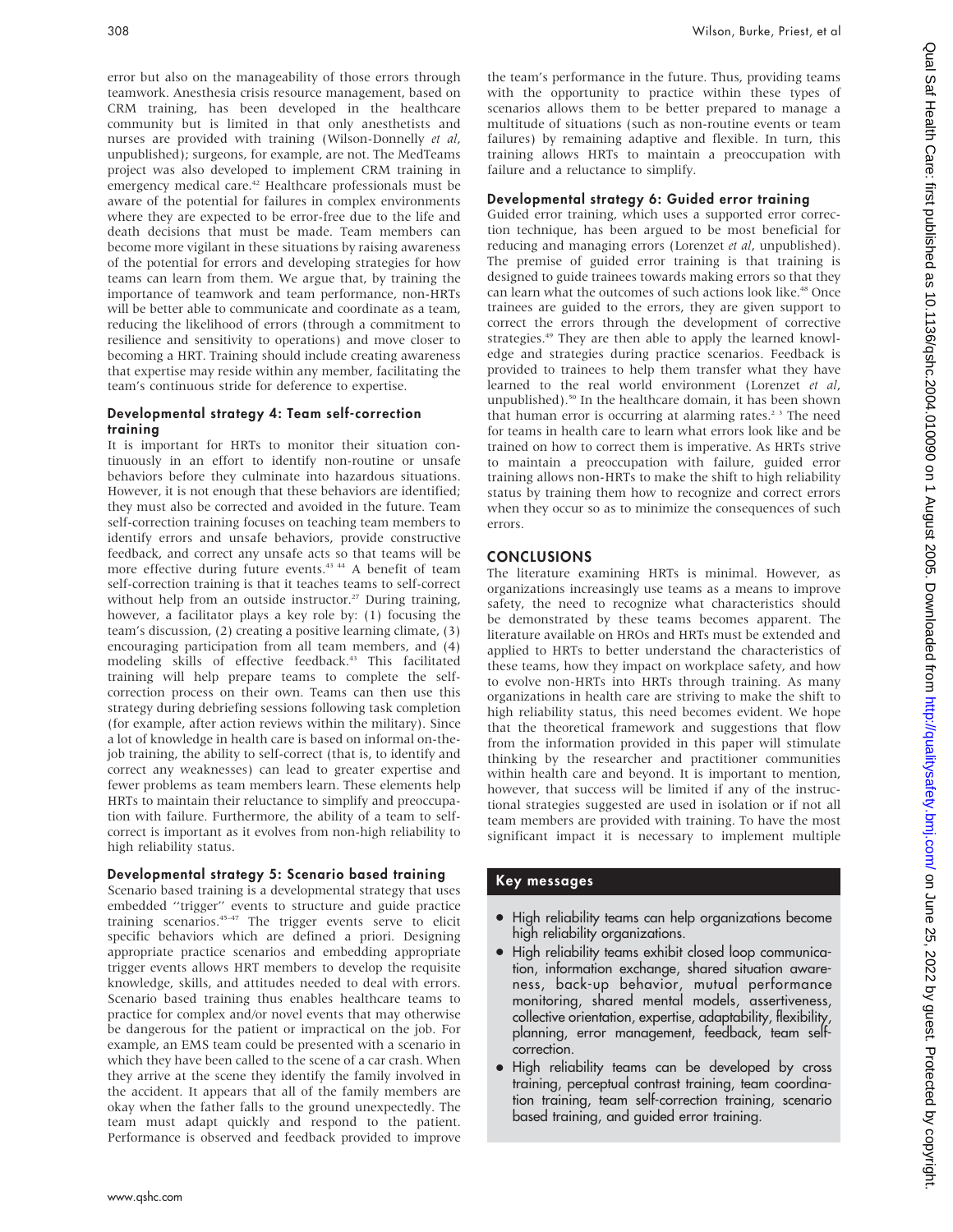error but also on the manageability of those errors through teamwork. Anesthesia crisis resource management, based on CRM training, has been developed in the healthcare community but is limited in that only anesthetists and nurses are provided with training (Wilson-Donnelly *et al*, unpublished); surgeons, for example, are not. The MedTeams project was also developed to implement CRM training in emergency medical care.[42] Healthcare professionals must be aware of the potential for failures in complex environments where they are expected to be error-free due to the life and death decisions that must be made. Team members can become more vigilant in these situations by raising awareness of the potential for errors and developing strategies for how teams can learn from them. We argue that, by training the importance of teamwork and team performance, non-HRTs will be better able to communicate and coordinate as a team, reducing the likelihood of errors (through a commitment to resilience and sensitivity to operations) and move closer to becoming a HRT. Training should include creating awareness that expertise may reside within any member, facilitating the team's continuous stride for deference to expertise.

### Developmental strategy 4: Team self-correction training

It is important for HRTs to monitor their situation continuously in an effort to identify non-routine or unsafe behaviors before they culminate into hazardous situations. However, it is not enough that these behaviors are identified; they must also be corrected and avoided in the future. Team self-correction training focuses on teaching team members to identify errors and unsafe behaviors, provide constructive feedback, and correct any unsafe acts so that teams will be more effective during future events.[43 44] A benefit of team self-correction training is that it teaches teams to self-correct without help from an outside instructor.[27] During training, however, a facilitator plays a key role by: (1) focusing the team's discussion, (2) creating a positive learning climate, (3) encouraging participation from all team members, and (4) modeling skills of effective feedback.[43] This facilitated training will help prepare teams to complete the self-correction process on their own. Teams can then use this strategy during debriefing sessions following task completion (for example, after action reviews within the military). Since a lot of knowledge in health care is based on informal on-the-job training, the ability to self-correct (that is, to identify and correct any weaknesses) can lead to greater expertise and fewer problems as team members learn. These elements help HRTs to maintain their reluctance to simplify and preoccupation with failure. Furthermore, the ability of a team to self-correct is important as it evolves from non-high reliability to high reliability status.

### Developmental strategy 5: Scenario based training

Scenario based training is a developmental strategy that uses embedded "trigger" events to structure and guide practice training scenarios.[45–47] The trigger events serve to elicit specific behaviors which are defined a priori. Designing appropriate practice scenarios and embedding appropriate trigger events allows HRT members to develop the requisite knowledge, skills, and attitudes needed to deal with errors. Scenario based training thus enables healthcare teams to practice for complex and/or novel events that may otherwise be dangerous for the patient or impractical on the job. For example, an EMS team could be presented with a scenario in which they have been called to the scene of a car crash. When they arrive at the scene they identify the family involved in the accident. It appears that all of the family members are okay when the father falls to the ground unexpectedly. The team must adapt quickly and respond to the patient. Performance is observed and feedback provided to improve the team's performance in the future. Thus, providing teams with the opportunity to practice within these types of scenarios allows them to be better prepared to manage a multitude of situations (such as non-routine events or team failures) by remaining adaptive and flexible. In turn, this training allows HRTs to maintain a preoccupation with failure and a reluctance to simplify.

### Developmental strategy 6: Guided error training

Guided error training, which uses a supported error correction technique, has been argued to be most beneficial for reducing and managing errors (Lorenzet *et al*, unpublished). The premise of guided error training is that training is designed to guide trainees towards making errors so that they can learn what the outcomes of such actions look like.[48] Once trainees are guided to the errors, they are given support to correct the errors through the development of corrective strategies.[49] They are then able to apply the learned knowledge and strategies during practice scenarios. Feedback is provided to trainees to help them transfer what they have learned to the real world environment (Lorenzet *et al*, unpublished).[50] In the healthcare domain, it has been shown that human error is occurring at alarming rates.[2 3] The need for teams in health care to learn what errors look like and be trained on how to correct them is imperative. As HRTs strive to maintain a preoccupation with failure, guided error training allows non-HRTs to make the shift to high reliability status by training them how to recognize and correct errors when they occur so as to minimize the consequences of such errors.

## CONCLUSIONS

The literature examining HRTs is minimal. However, as organizations increasingly use teams as a means to improve safety, the need to recognize what characteristics should be demonstrated by these teams becomes apparent. The literature available on HROs and HRTs must be extended and applied to HRTs to better understand the characteristics of these teams, how they impact on workplace safety, and how to evolve non-HRTs into HRTs through training. As many organizations in health care are striving to make the shift to high reliability status, this need becomes evident. We hope that the theoretical framework and suggestions that flow from the information provided in this paper will stimulate thinking by the researcher and practitioner communities within health care and beyond. It is important to mention, however, that success will be limited if any of the instructional strategies suggested are used in isolation or if not all team members are provided with training. To have the most significant impact it is necessary to implement multiple

### Key messages

- High reliability teams can help organizations become high reliability organizations.
- High reliability teams exhibit closed loop communication, information exchange, shared situation awareness, back-up behavior, mutual performance monitoring, shared mental models, assertiveness, collective orientation, expertise, adaptability, flexibility, planning, error management, feedback, team self-correction.
- High reliability teams can be developed by cross training, perceptual contrast training, team coordination training, team self-correction training, scenario based training, and guided error training.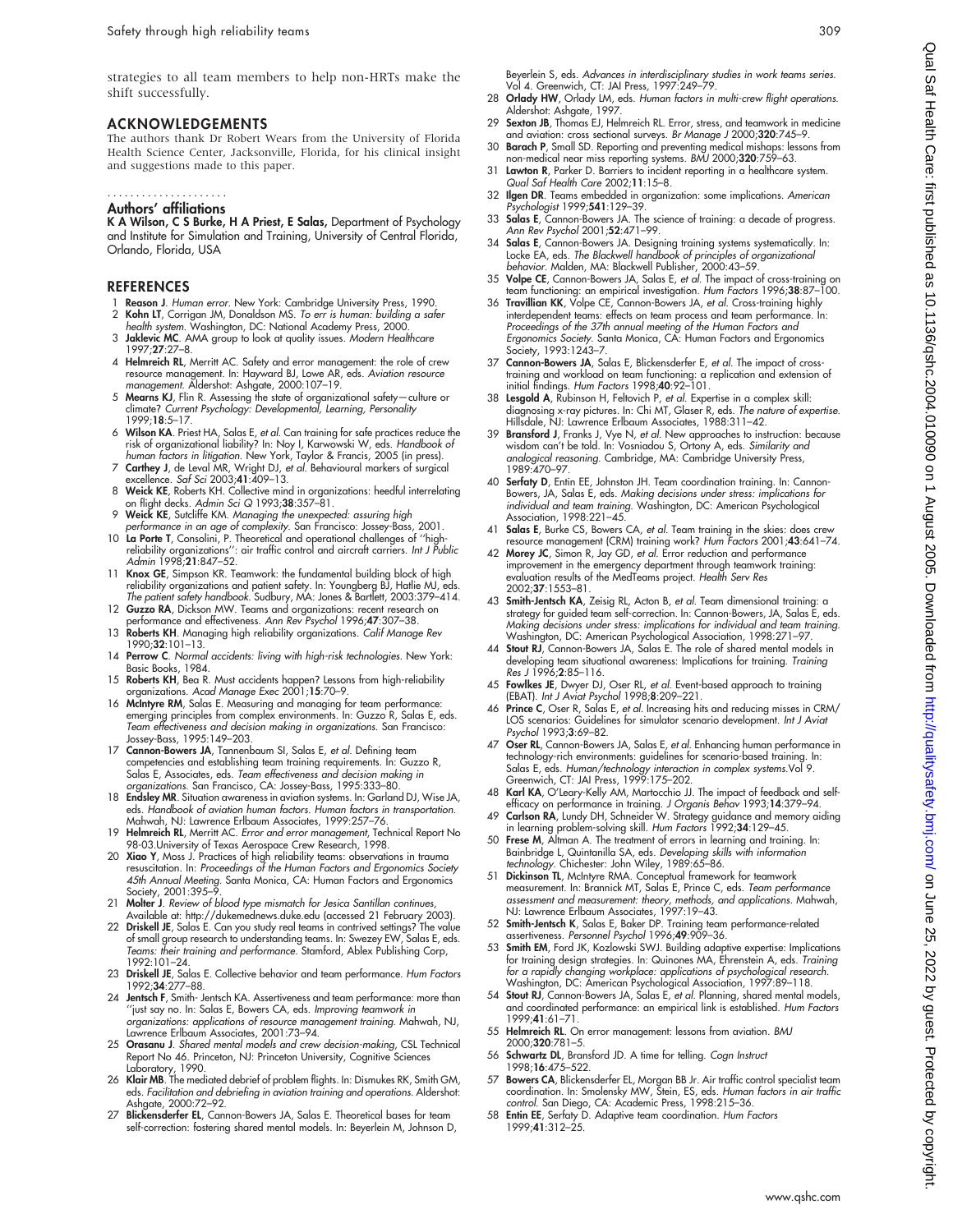strategies to all team members to help non-HRTs make the shift successfully.

## ACKNOWLEDGEMENTS

The authors thank Dr Robert Wears from the University of Florida Health Science Center, Jacksonville, Florida, for his clinical insight and suggestions made to this paper.

### Authors' affiliations

**K A Wilson, C S Burke, H A Priest, E Salas,** Department of Psychology and Institute for Simulation and Training, University of Central Florida, Orlando, Florida, USA

## REFERENCES

1. **Reason J**. *Human error*. New York: Cambridge University Press, 1990.
2. **Kohn LT**, Corrigan JM, Donaldson MS. *To err is human: building a safer health system*. Washington, DC: National Academy Press, 2000.
3. **Jaklevic MC**. AMA group to look at quality issues. *Modern Healthcare* 1997;**27**:27–8.
4. **Helmreich RL**, Merritt AC. Safety and error management: the role of crew resource management. In: Hayward BJ, Lowe AR, eds. *Aviation resource management*. Aldershot: Ashgate, 2000:107–19.
5. **Mearns KJ**, Flin R. Assessing the state of organizational safety—culture or climate? *Current Psychology: Developmental, Learning, Personality* 1999;**18**:5–17.
6. **Wilson KA**. Priest HA, Salas E, *et al*. Can training for safe practices reduce the risk of organizational liability? In: Noy I, Karwowski W, eds. *Handbook of human factors in litigation*. New York, Taylor & Francis, 2005 (in press).
7. **Carthey J**, de Leval MR, Wright DJ, *et al*. Behavioural markers of surgical excellence. *Saf Sci* 2003;**41**:409–13.
8. **Weick KE**, Roberts KH. Collective mind in organizations: heedful interrelating on flight decks. *Admin Sci Q* 1993;**38**:357–81.
9. **Weick KE**, Sutcliffe KM. *Managing the unexpected: assuring high performance in an age of complexity*. San Francisco: Jossey-Bass, 2001.
10. **La Porte T**, Consolini, P. Theoretical and operational challenges of ''high-reliability organizations'': air traffic control and aircraft carriers. *Int J Public Admin* 1998;**21**:847–52.
11. **Knox GE**, Simpson KR. Teamwork: the fundamental building block of high reliability organizations and patient safety. In: Youngberg BJ, Hatlie MJ, eds. *The patient safety handbook*. Sudbury, MA: Jones & Bartlett, 2003:379–414.
12. **Guzzo RA**, Dickson MW. Teams and organizations: recent research on performance and effectiveness. *Ann Rev Psychol* 1996;**47**:307–38.
13. **Roberts KH**. Managing high reliability organizations. *Calif Manage Rev* 1990;**32**:101–13.
14. **Perrow C**. *Normal accidents: living with high-risk technologies*. New York: Basic Books, 1984.
15. **Roberts KH**, Bea R. Must accidents happen? Lessons from high-reliability organizations. *Acad Manage Exec* 2001;**15**:70–9.
16. **McIntyre RM**, Salas E. Measuring and managing for team performance: emerging principles from complex environments. In: Guzzo R, Salas E, eds. *Team effectiveness and decision making in organizations*. San Francisco: Jossey-Bass, 1995:149–203.
17. **Cannon-Bowers JA**, Tannenbaum SI, Salas E, *et al*. Defining team competencies and establishing team training requirements. In: Guzzo R, Salas E, Associates, eds. *Team effectiveness and decision making in organizations*. San Francisco, CA: Jossey-Bass, 1995:333–80.
18. **Endsley MR**. Situation awareness in aviation systems. In: Garland DJ, Wise JA, eds. *Handbook of aviation human factors. Human factors in transportation*. Mahwah, NJ: Lawrence Erlbaum Associates, 1999:257–76.
19. **Helmreich RL**, Merritt AC. *Error and error management*, Technical Report No 98-03.University of Texas Aerospace Crew Research, 1998.
20. **Xiao Y**, Moss J. Practices of high reliability teams: observations in trauma resuscitation. In: *Proceedings of the Human Factors and Ergonomics Society 45th Annual Meeting*. Santa Monica, CA: Human Factors and Ergonomics Society, 2001:395–9.
21. **Molter J**. *Review of blood type mismatch for Jesica Santillan continues*, Available at: http://dukemednews.duke.edu (accessed 21 February 2003).
22. **Driskell JE**, Salas E. Can you study real teams in contrived settings? The value of small group research to understanding teams. In: Swezey EW, Salas E, eds. *Teams: their training and performance*. Stamford, Ablex Publishing Corp, 1992:101–24.
23. **Driskell JE**, Salas E. Collective behavior and team performance. *Hum Factors* 1992;**34**:277–88.
24. **Jentsch F**, Smith- Jentsch KA. Assertiveness and team performance: more than ''just say no. In: Salas E, Bowers CA, eds. *Improving teamwork in organizations: applications of resource management training*. Mahwah, NJ, Lawrence Erlbaum Associates, 2001:73–94.
25. **Orasanu J**. *Shared mental models and crew decision-making*, CSL Technical Report No 46. Princeton, NJ: Princeton University, Cognitive Sciences Laboratory, 1990.
26. **Klair MB**. The mediated debrief of problem flights. In: Dismukes RK, Smith GM, eds. *Facilitation and debriefing in aviation training and operations*. Aldershot: Ashgate, 2000:72–92.
27. **Blickensderfer EL**, Cannon-Bowers JA, Salas E. Theoretical bases for team self-correction: fostering shared mental models. In: Beyerlein M, Johnson D, Beyerlein S, eds. *Advances in interdisciplinary studies in work teams series*. Vol 4. Greenwich, CT: JAI Press, 1997:249–79.
28. **Orlady HW**, Orlady LM, eds. *Human factors in multi-crew flight operations*. Aldershot: Ashgate, 1997.
29. **Sexton JB**, Thomas EJ, Helmreich RL. Error, stress, and teamwork in medicine and aviation: cross sectional surveys. *Br Manage J* 2000;**320**:745–9.
30. **Barach P**, Small SD. Reporting and preventing medical mishaps: lessons from non-medical near miss reporting systems. *BMJ* 2000;**320**:759–63.
31. **Lawton R**, Parker D. Barriers to incident reporting in a healthcare system. *Qual Saf Health Care* 2002;**11**:15–8.
32. **Ilgen DR**. Teams embedded in organization: some implications. *American Psychologist* 1999;**541**:129–39.
33. **Salas E**, Cannon-Bowers JA. The science of training: a decade of progress. *Ann Rev Psychol* 2001;**52**:471–99.
34. **Salas E**, Cannon-Bowers JA. Designing training systems systematically. In: Locke EA, eds. *The Blackwell handbook of principles of organizational behavior*. Malden, MA: Blackwell Publisher, 2000:43–59.
35. **Volpe CE**, Cannon-Bowers JA, Salas E, *et al*. The impact of cross-training on team functioning: an empirical investigation. *Hum Factors* 1996;**38**:87–100.
36. **Travillian KK**, Volpe CE, Cannon-Bowers JA, *et al*. Cross-training highly interdependent teams: effects on team process and team performance. In: *Proceedings of the 37th annual meeting of the Human Factors and Ergonomics Society*. Santa Monica, CA: Human Factors and Ergonomics Society, 1993:1243–7.
37. **Cannon-Bowers JA**, Salas E, Blickensderfer E, *et al*. The impact of cross-training and workload on team functioning: a replication and extension of initial findings. *Hum Factors* 1998;**40**:92–101.
38. **Lesgold A**, Rubinson H, Feltovich P, *et al*. Expertise in a complex skill: diagnosing x-ray pictures. In: Chi MT, Glaser R, eds. *The nature of expertise*. Hillsdale, NJ: Lawrence Erlbaum Associates, 1988:311–42.
39. **Bransford J**, Franks J, Vye N, *et al*. New approaches to instruction: because wisdom can't be told. In: Vosniadou S, Ortony A, eds. *Similarity and analogical reasoning*. Cambridge, MA: Cambridge University Press, 1989:470–97.
40. **Serfaty D**, Entin EE, Johnston JH. Team coordination training. In: Cannon-Bowers, JA, Salas E, eds. *Making decisions under stress: implications for individual and team training*. Washington, DC: American Psychological Association, 1998:221–45.
41. **Salas E**, Burke CS, Bowers CA, *et al*. Team training in the skies: does crew resource management (CRM) training work? *Hum Factors* 2001;**43**:641–74.
42. **Morey JC**, Simon R, Jay GD, *et al*. Error reduction and performance improvement in the emergency department through teamwork training: evaluation results of the MedTeams project. *Health Serv Res* 2002;**37**:1553–81.
43. **Smith-Jentsch KA**, Zeisig RL, Acton B, *et al*. Team dimensional training: a strategy for guided team self-correction. In: Cannon-Bowers, JA, Salas E, eds. *Making decisions under stress: implications for individual and team training*. Washington, DC: American Psychological Association, 1998:271–97.
44. **Stout RJ**, Cannon-Bowers JA, Salas E. The role of shared mental models in developing team situational awareness: Implications for training. *Training Res J* 1996;**2**:85–116.
45. **Fowlkes JE**, Dwyer DJ, Oser RL, *et al*. Event-based approach to training (EBAT). *Int J Aviat Psychol* 1998;**8**:209–221.
46. **Prince C**, Oser R, Salas E, *et al*. Increasing hits and reducing misses in CRM/LOS scenarios: Guidelines for simulator scenario development. *Int J Aviat Psychol* 1993;**3**:69–82.
47. **Oser RL**, Cannon-Bowers JA, Salas E, *et al*. Enhancing human performance in technology-rich environments: guidelines for scenario-based training. In: Salas E, eds. *Human/technology interaction in complex systems*.Vol 9. Greenwich, CT: JAI Press, 1999:175–202.
48. **Karl KA**, O'Leary-Kelly AM, Martocchio JJ. The impact of feedback and self-efficacy on performance in training. *J Organis Behav* 1993;**14**:379–94.
49. **Carlson RA**, Lundy DH, Schneider W. Strategy guidance and memory aiding in learning problem-solving skill. *Hum Factors* 1992;**34**:129–45.
50. **Frese M**, Altman A. The treatment of errors in learning and training. In: Bainbridge L, Quintanilla SA, eds. *Developing skills with information technology*. Chichester: John Wiley, 1989:65–86.
51. **Dickinson TL**, McIntyre RMA. Conceptual framework for teamwork measurement. In: Brannick MT, Salas E, Prince C, eds. *Team performance assessment and measurement: theory, methods, and applications*. Mahwah, NJ: Lawrence Erlbaum Associates, 1997:19–43.
52. **Smith-Jentsch K**, Salas E, Baker DP. Training team performance-related assertiveness. *Personnel Psychol* 1996;**49**:909–36.
53. **Smith EM**, Ford JK, Kozlowski SWJ. Building adaptive expertise: Implications for training design strategies. In: Quinones MA, Ehrenstein A, eds. *Training for a rapidly changing workplace: applications of psychological research*. Washington, DC: American Psychological Association, 1997:89–118.
54. **Stout RJ**, Cannon-Bowers JA, Salas E, *et al*. Planning, shared mental models, and coordinated performance: an empirical link is established. *Hum Factors* 1999;**41**:61–71.
55. **Helmreich RL**. On error management: lessons from aviation. *BMJ* 2000;**320**:781–5.
56. **Schwartz DL**, Bransford JD. A time for telling. *Cogn Instruct* 1998;**16**:475–522.
57. **Bowers CA**, Blickensderfer EL, Morgan BB Jr. Air traffic control specialist team coordination. In: Smolensky MW, Stein, ES, eds. *Human factors in air traffic control*. San Diego, CA: Academic Press, 1998:215–36.
58. **Entin EE**, Serfaty D. Adaptive team coordination. *Hum Factors* 1999;**41**:312–25.